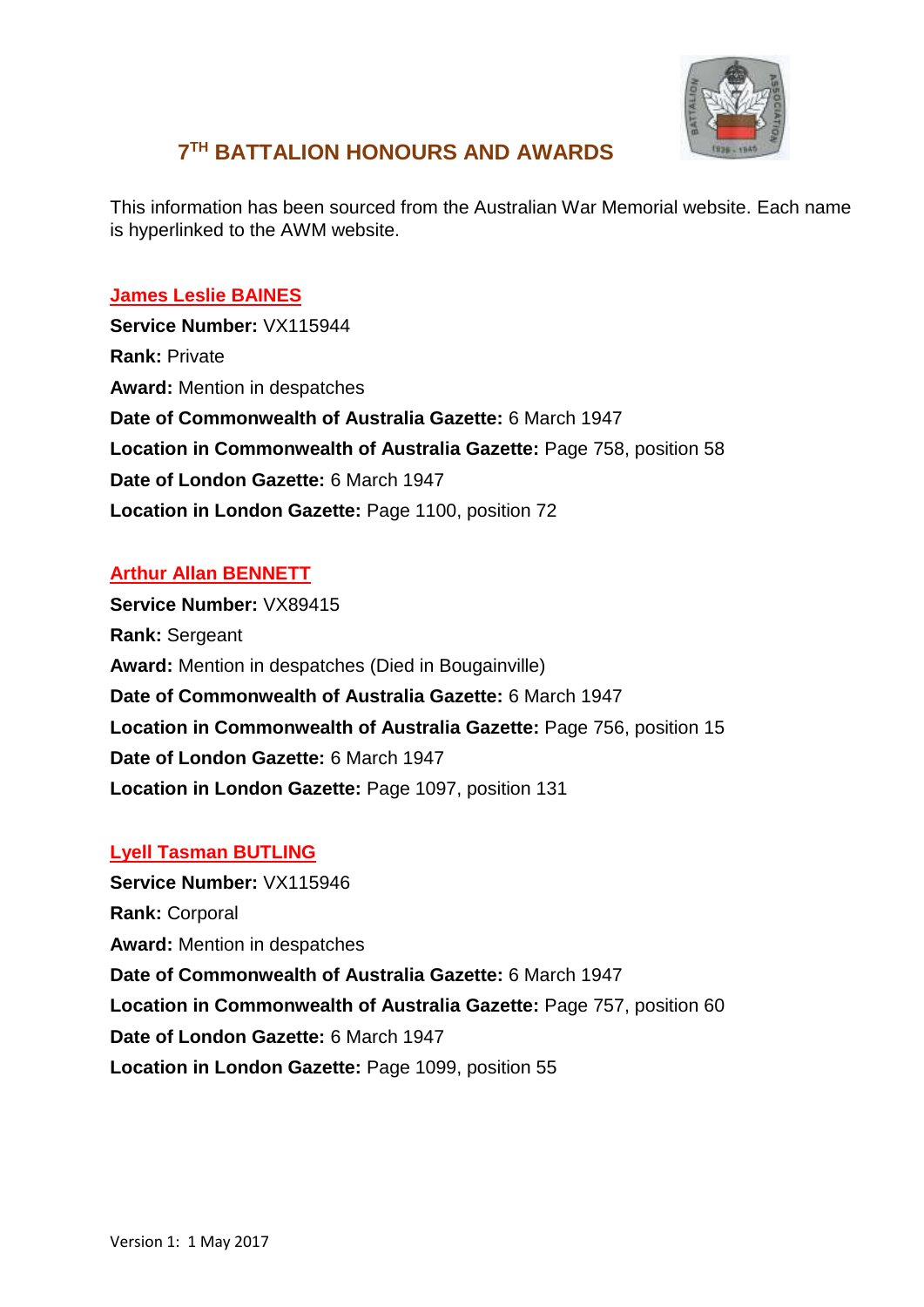# 7TH BATTALION HONOURS AND AWARDS

This information has been sourced from the Australian War Memorial website. Each name is hyperlinked to the AWM website.

### James Leslie BAINES

**Service Number:** VX115944
**Rank:** Private
**Award:** Mention in despatches
**Date of Commonwealth of Australia Gazette:** 6 March 1947
**Location in Commonwealth of Australia Gazette:** Page 758, position 58
**Date of London Gazette:** 6 March 1947
**Location in London Gazette:** Page 1100, position 72

### Arthur Allan BENNETT

**Service Number:** VX89415
**Rank:** Sergeant
**Award:** Mention in despatches (Died in Bougainville)
**Date of Commonwealth of Australia Gazette:** 6 March 1947
**Location in Commonwealth of Australia Gazette:** Page 756, position 15
**Date of London Gazette:** 6 March 1947
**Location in London Gazette:** Page 1097, position 131

### Lyell Tasman BUTLING

**Service Number:** VX115946
**Rank:** Corporal
**Award:** Mention in despatches
**Date of Commonwealth of Australia Gazette:** 6 March 1947
**Location in Commonwealth of Australia Gazette:** Page 757, position 60
**Date of London Gazette:** 6 March 1947
**Location in London Gazette:** Page 1099, position 55

Version 1: 1 May 2017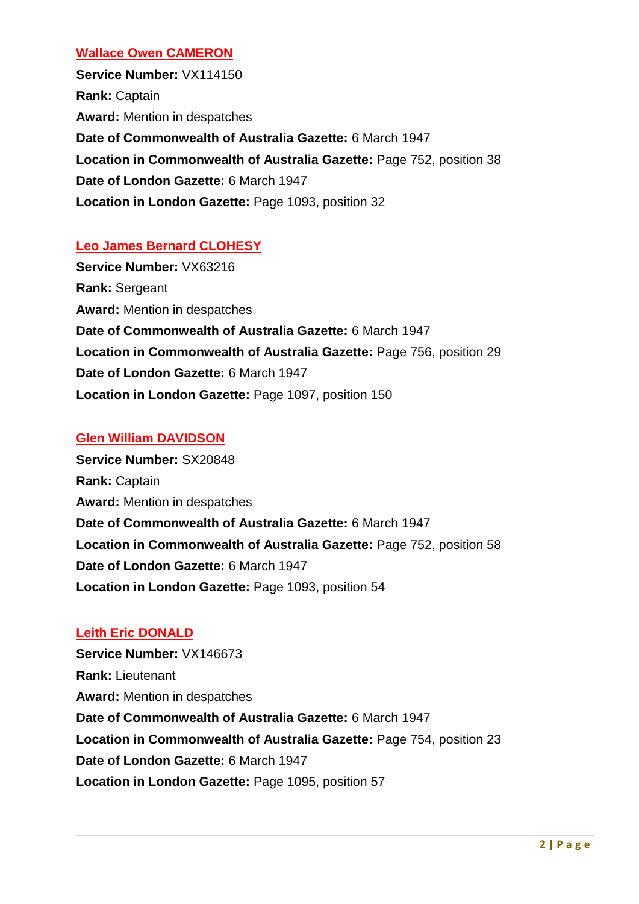## Wallace Owen CAMERON

**Service Number:** VX114150
**Rank:** Captain
**Award:** Mention in despatches
**Date of Commonwealth of Australia Gazette:** 6 March 1947
**Location in Commonwealth of Australia Gazette:** Page 752, position 38
**Date of London Gazette:** 6 March 1947
**Location in London Gazette:** Page 1093, position 32

## Leo James Bernard CLOHESY

**Service Number:** VX63216
**Rank:** Sergeant
**Award:** Mention in despatches
**Date of Commonwealth of Australia Gazette:** 6 March 1947
**Location in Commonwealth of Australia Gazette:** Page 756, position 29
**Date of London Gazette:** 6 March 1947
**Location in London Gazette:** Page 1097, position 150

## Glen William DAVIDSON

**Service Number:** SX20848
**Rank:** Captain
**Award:** Mention in despatches
**Date of Commonwealth of Australia Gazette:** 6 March 1947
**Location in Commonwealth of Australia Gazette:** Page 752, position 58
**Date of London Gazette:** 6 March 1947
**Location in London Gazette:** Page 1093, position 54

## Leith Eric DONALD

**Service Number:** VX146673
**Rank:** Lieutenant
**Award:** Mention in despatches
**Date of Commonwealth of Australia Gazette:** 6 March 1947
**Location in Commonwealth of Australia Gazette:** Page 754, position 23
**Date of London Gazette:** 6 March 1947
**Location in London Gazette:** Page 1095, position 57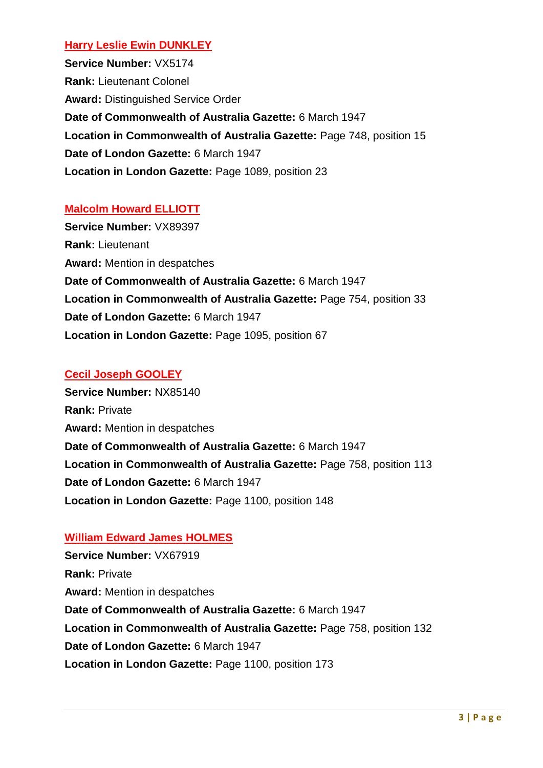### Harry Leslie Ewin DUNKLEY

**Service Number:** VX5174
**Rank:** Lieutenant Colonel
**Award:** Distinguished Service Order
**Date of Commonwealth of Australia Gazette:** 6 March 1947
**Location in Commonwealth of Australia Gazette:** Page 748, position 15
**Date of London Gazette:** 6 March 1947
**Location in London Gazette:** Page 1089, position 23

### Malcolm Howard ELLIOTT

**Service Number:** VX89397
**Rank:** Lieutenant
**Award:** Mention in despatches
**Date of Commonwealth of Australia Gazette:** 6 March 1947
**Location in Commonwealth of Australia Gazette:** Page 754, position 33
**Date of London Gazette:** 6 March 1947
**Location in London Gazette:** Page 1095, position 67

### Cecil Joseph GOOLEY

**Service Number:** NX85140
**Rank:** Private
**Award:** Mention in despatches
**Date of Commonwealth of Australia Gazette:** 6 March 1947
**Location in Commonwealth of Australia Gazette:** Page 758, position 113
**Date of London Gazette:** 6 March 1947
**Location in London Gazette:** Page 1100, position 148

### William Edward James HOLMES

**Service Number:** VX67919
**Rank:** Private
**Award:** Mention in despatches
**Date of Commonwealth of Australia Gazette:** 6 March 1947
**Location in Commonwealth of Australia Gazette:** Page 758, position 132
**Date of London Gazette:** 6 March 1947
**Location in London Gazette:** Page 1100, position 173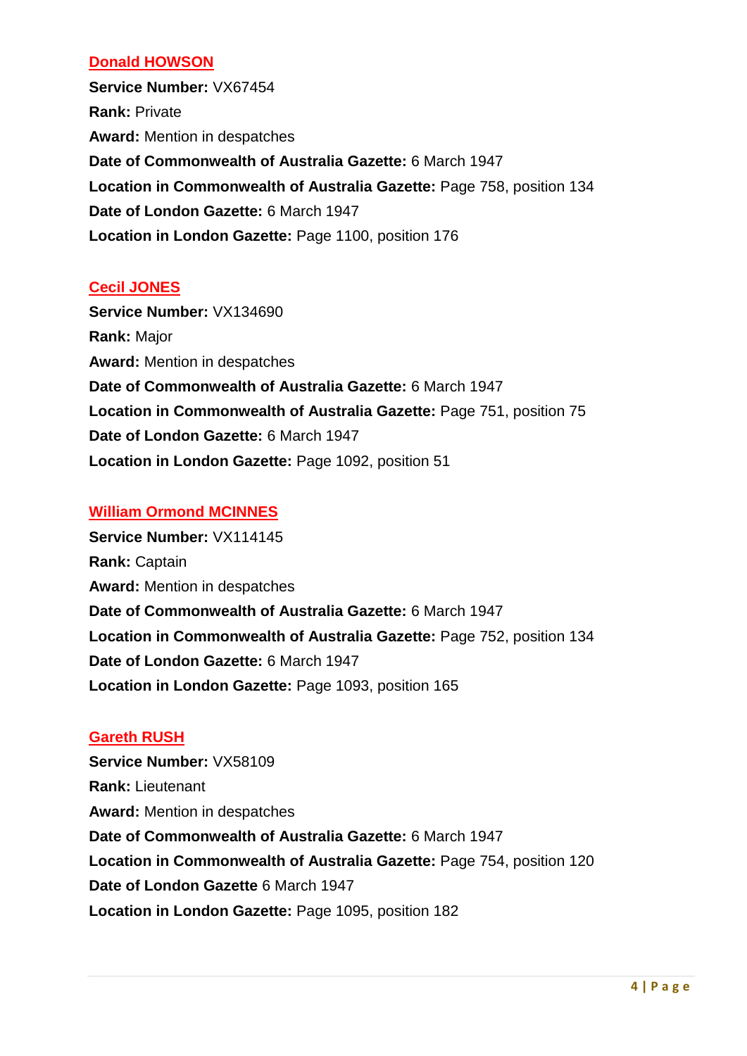### Donald HOWSON

**Service Number:** VX67454
**Rank:** Private
**Award:** Mention in despatches
**Date of Commonwealth of Australia Gazette:** 6 March 1947
**Location in Commonwealth of Australia Gazette:** Page 758, position 134
**Date of London Gazette:** 6 March 1947
**Location in London Gazette:** Page 1100, position 176

### Cecil JONES

**Service Number:** VX134690
**Rank:** Major
**Award:** Mention in despatches
**Date of Commonwealth of Australia Gazette:** 6 March 1947
**Location in Commonwealth of Australia Gazette:** Page 751, position 75
**Date of London Gazette:** 6 March 1947
**Location in London Gazette:** Page 1092, position 51

### William Ormond MCINNES

**Service Number:** VX114145
**Rank:** Captain
**Award:** Mention in despatches
**Date of Commonwealth of Australia Gazette:** 6 March 1947
**Location in Commonwealth of Australia Gazette:** Page 752, position 134
**Date of London Gazette:** 6 March 1947
**Location in London Gazette:** Page 1093, position 165

### Gareth RUSH

**Service Number:** VX58109
**Rank:** Lieutenant
**Award:** Mention in despatches
**Date of Commonwealth of Australia Gazette:** 6 March 1947
**Location in Commonwealth of Australia Gazette:** Page 754, position 120
**Date of London Gazette** 6 March 1947
**Location in London Gazette:** Page 1095, position 182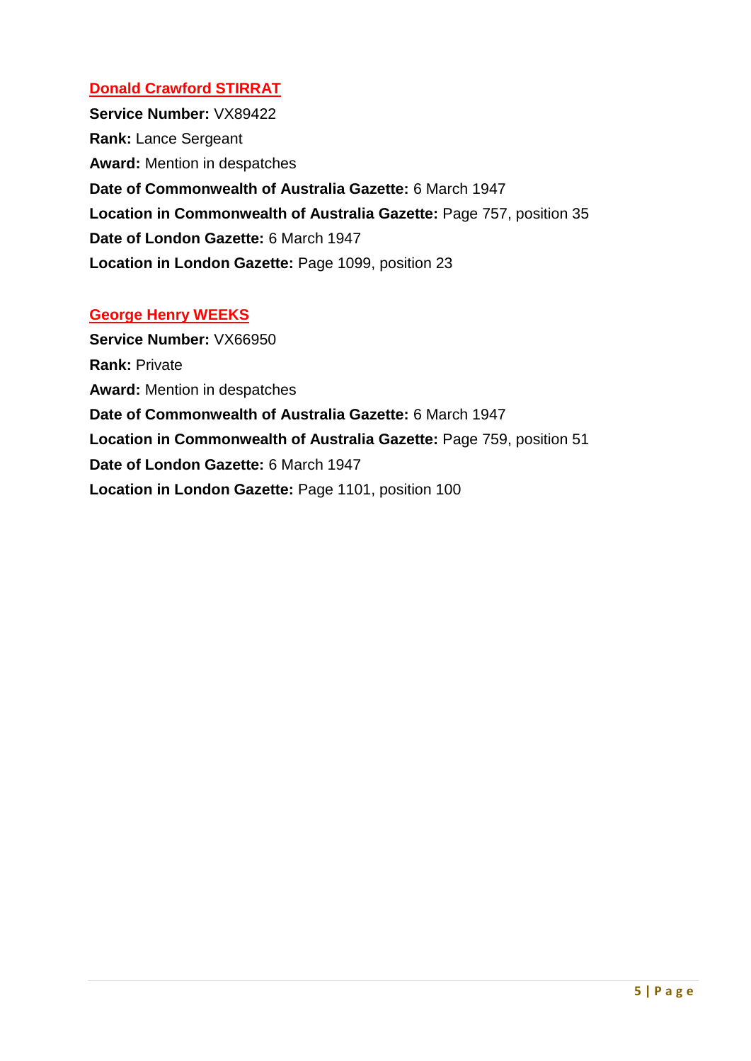### Donald Crawford STIRRAT

**Service Number:** VX89422
**Rank:** Lance Sergeant
**Award:** Mention in despatches
**Date of Commonwealth of Australia Gazette:** 6 March 1947
**Location in Commonwealth of Australia Gazette:** Page 757, position 35
**Date of London Gazette:** 6 March 1947
**Location in London Gazette:** Page 1099, position 23

### George Henry WEEKS

**Service Number:** VX66950
**Rank:** Private
**Award:** Mention in despatches
**Date of Commonwealth of Australia Gazette:** 6 March 1947
**Location in Commonwealth of Australia Gazette:** Page 759, position 51
**Date of London Gazette:** 6 March 1947
**Location in London Gazette:** Page 1101, position 100